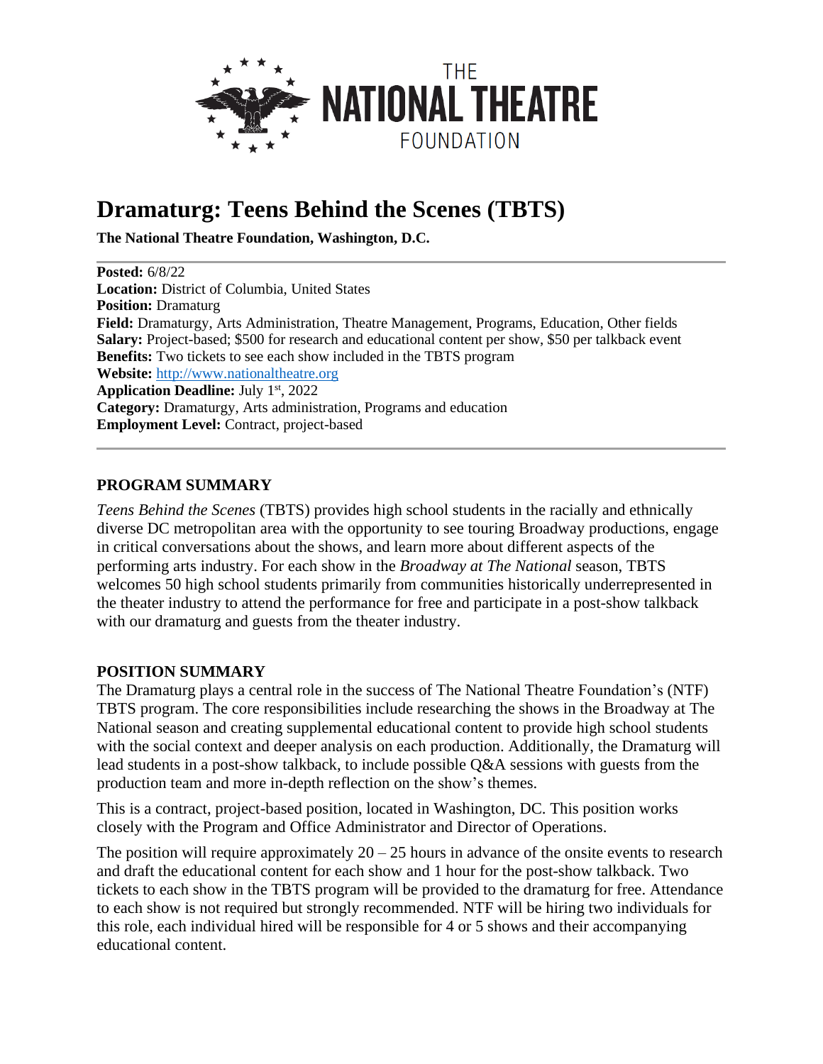# Dramaturg: Teens Behind the Scenes (TBTS)

**The National Theatre Foundation, Washington, D.C.**

---

**Posted:** 6/8/22
**Location:** District of Columbia, United States
**Position:** Dramaturg
**Field:** Dramaturgy, Arts Administration, Theatre Management, Programs, Education, Other fields
**Salary:** Project-based; $500 for research and educational content per show, $50 per talkback event
**Benefits:** Two tickets to see each show included in the TBTS program
**Website:** [http://www.nationaltheatre.org](http://www.nationaltheatre.org)
**Application Deadline:** July 1st, 2022
**Category:** Dramaturgy, Arts administration, Programs and education
**Employment Level:** Contract, project-based

---

## PROGRAM SUMMARY

*Teens Behind the Scenes* (TBTS) provides high school students in the racially and ethnically diverse DC metropolitan area with the opportunity to see touring Broadway productions, engage in critical conversations about the shows, and learn more about different aspects of the performing arts industry. For each show in the *Broadway at The National* season, TBTS welcomes 50 high school students primarily from communities historically underrepresented in the theater industry to attend the performance for free and participate in a post-show talkback with our dramaturg and guests from the theater industry.

## POSITION SUMMARY

The Dramaturg plays a central role in the success of The National Theatre Foundation's (NTF) TBTS program. The core responsibilities include researching the shows in the Broadway at The National season and creating supplemental educational content to provide high school students with the social context and deeper analysis on each production. Additionally, the Dramaturg will lead students in a post-show talkback, to include possible Q&A sessions with guests from the production team and more in-depth reflection on the show's themes.

This is a contract, project-based position, located in Washington, DC. This position works closely with the Program and Office Administrator and Director of Operations.

The position will require approximately 20 – 25 hours in advance of the onsite events to research and draft the educational content for each show and 1 hour for the post-show talkback. Two tickets to each show in the TBTS program will be provided to the dramaturg for free. Attendance to each show is not required but strongly recommended. NTF will be hiring two individuals for this role, each individual hired will be responsible for 4 or 5 shows and their accompanying educational content.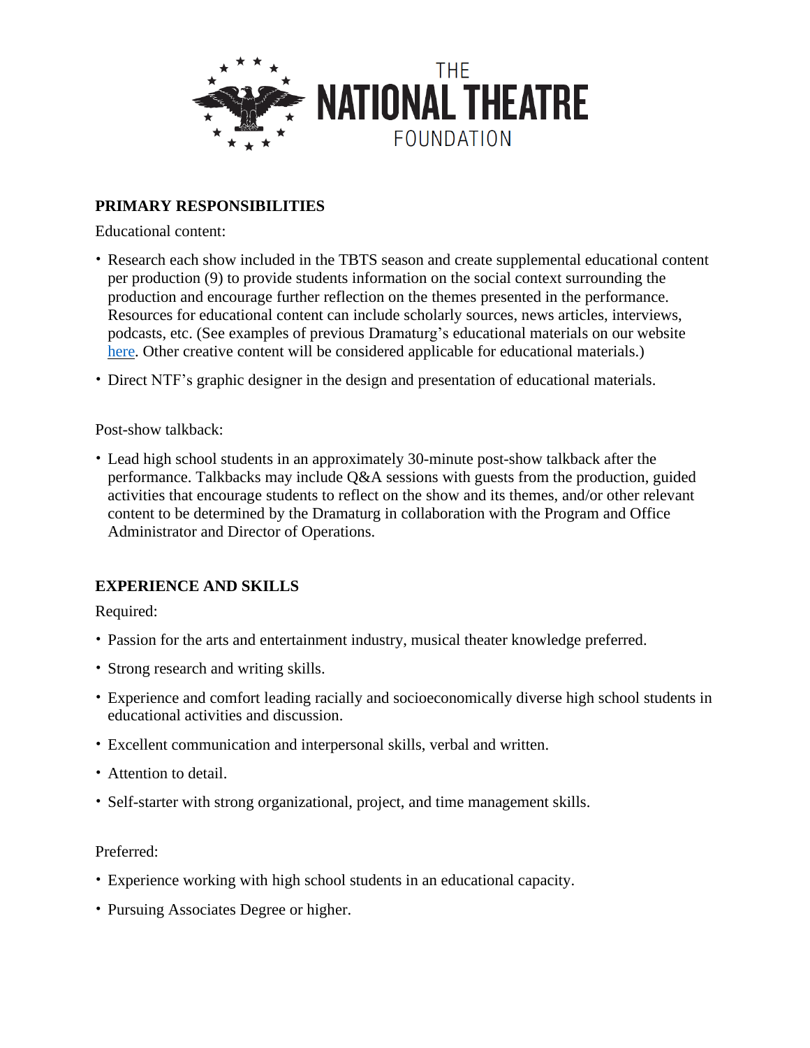## PRIMARY RESPONSIBILITIES

Educational content:

- Research each show included in the TBTS season and create supplemental educational content per production (9) to provide students information on the social context surrounding the production and encourage further reflection on the themes presented in the performance. Resources for educational content can include scholarly sources, news articles, interviews, podcasts, etc. (See examples of previous Dramaturg's educational materials on our website here. Other creative content will be considered applicable for educational materials.)
- Direct NTF's graphic designer in the design and presentation of educational materials.

Post-show talkback:

- Lead high school students in an approximately 30-minute post-show talkback after the performance. Talkbacks may include Q&A sessions with guests from the production, guided activities that encourage students to reflect on the show and its themes, and/or other relevant content to be determined by the Dramaturg in collaboration with the Program and Office Administrator and Director of Operations.

## EXPERIENCE AND SKILLS

Required:

- Passion for the arts and entertainment industry, musical theater knowledge preferred.
- Strong research and writing skills.
- Experience and comfort leading racially and socioeconomically diverse high school students in educational activities and discussion.
- Excellent communication and interpersonal skills, verbal and written.
- Attention to detail.
- Self-starter with strong organizational, project, and time management skills.

Preferred:

- Experience working with high school students in an educational capacity.
- Pursuing Associates Degree or higher.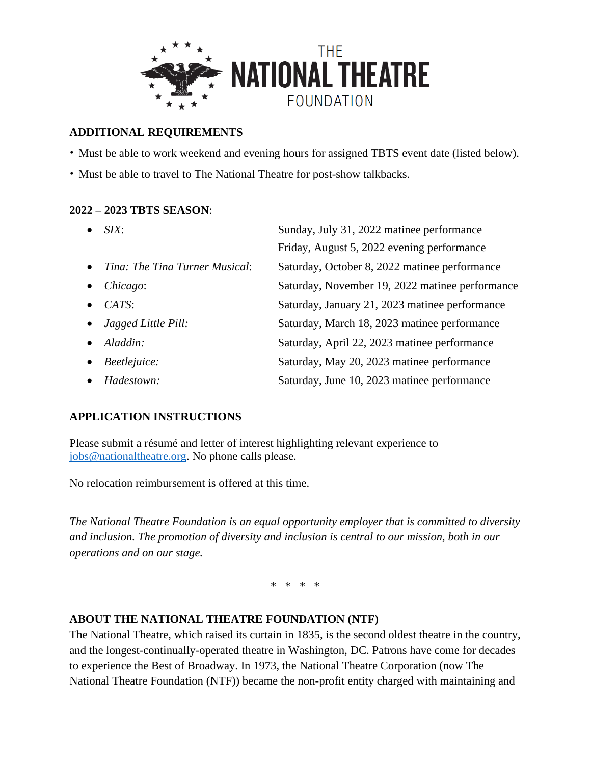**THE NATIONAL THEATRE FOUNDATION**

## ADDITIONAL REQUIREMENTS

- Must be able to work weekend and evening hours for assigned TBTS event date (listed below).
- Must be able to travel to The National Theatre for post-show talkbacks.

## 2022 – 2023 TBTS SEASON:

- *SIX*: Sunday, July 31, 2022 matinee performance; Friday, August 5, 2022 evening performance
- *Tina: The Tina Turner Musical*: Saturday, October 8, 2022 matinee performance
- *Chicago*: Saturday, November 19, 2022 matinee performance
- *CATS*: Saturday, January 21, 2023 matinee performance
- *Jagged Little Pill:* Saturday, March 18, 2023 matinee performance
- *Aladdin:* Saturday, April 22, 2023 matinee performance
- *Beetlejuice:* Saturday, May 20, 2023 matinee performance
- *Hadestown:* Saturday, June 10, 2023 matinee performance

## APPLICATION INSTRUCTIONS

Please submit a résumé and letter of interest highlighting relevant experience to jobs@nationaltheatre.org. No phone calls please.

No relocation reimbursement is offered at this time.

*The National Theatre Foundation is an equal opportunity employer that is committed to diversity and inclusion. The promotion of diversity and inclusion is central to our mission, both in our operations and on our stage.*

\* \* \* \*

## ABOUT THE NATIONAL THEATRE FOUNDATION (NTF)

The National Theatre, which raised its curtain in 1835, is the second oldest theatre in the country, and the longest-continually-operated theatre in Washington, DC. Patrons have come for decades to experience the Best of Broadway. In 1973, the National Theatre Corporation (now The National Theatre Foundation (NTF)) became the non-profit entity charged with maintaining and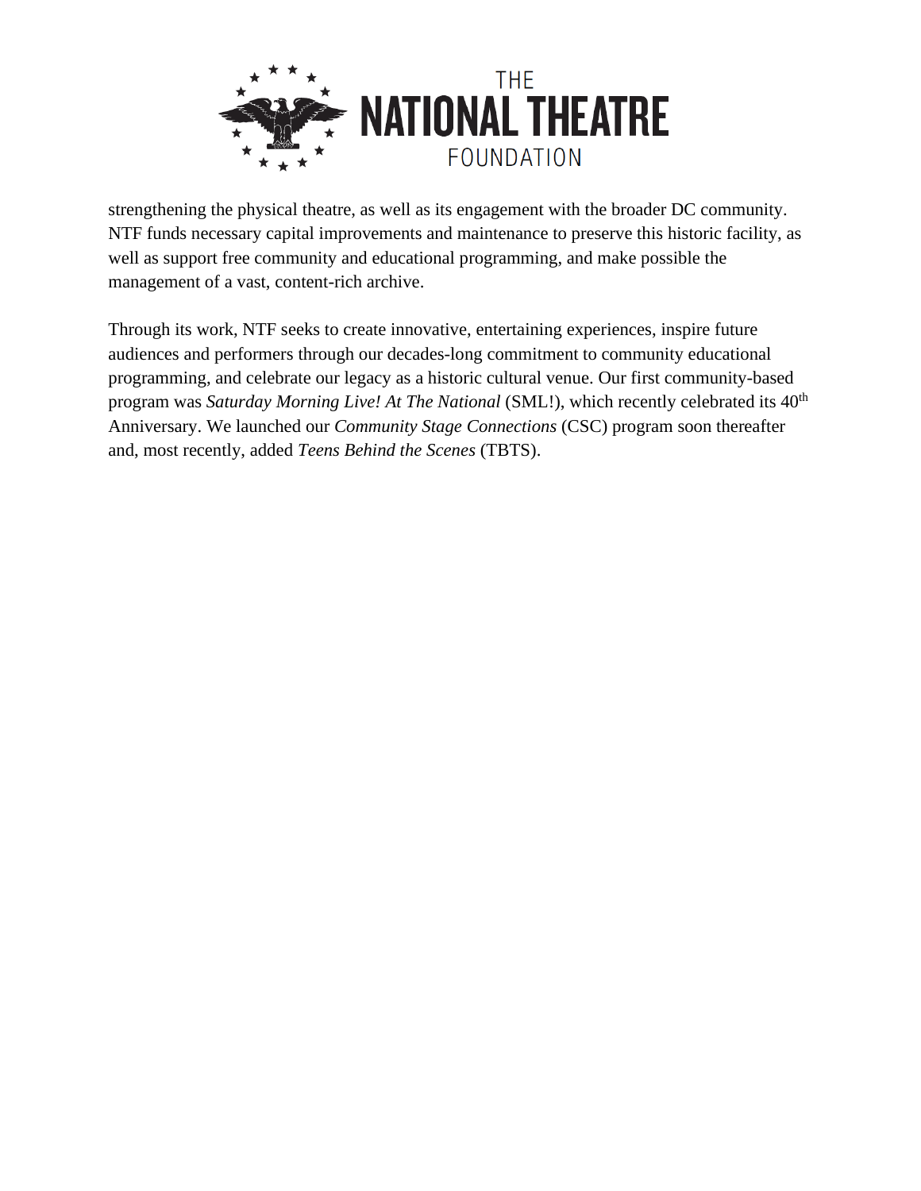strengthening the physical theatre, as well as its engagement with the broader DC community. NTF funds necessary capital improvements and maintenance to preserve this historic facility, as well as support free community and educational programming, and make possible the management of a vast, content-rich archive.

Through its work, NTF seeks to create innovative, entertaining experiences, inspire future audiences and performers through our decades-long commitment to community educational programming, and celebrate our legacy as a historic cultural venue. Our first community-based program was *Saturday Morning Live! At The National* (SML!), which recently celebrated its 40th Anniversary. We launched our *Community Stage Connections* (CSC) program soon thereafter and, most recently, added *Teens Behind the Scenes* (TBTS).